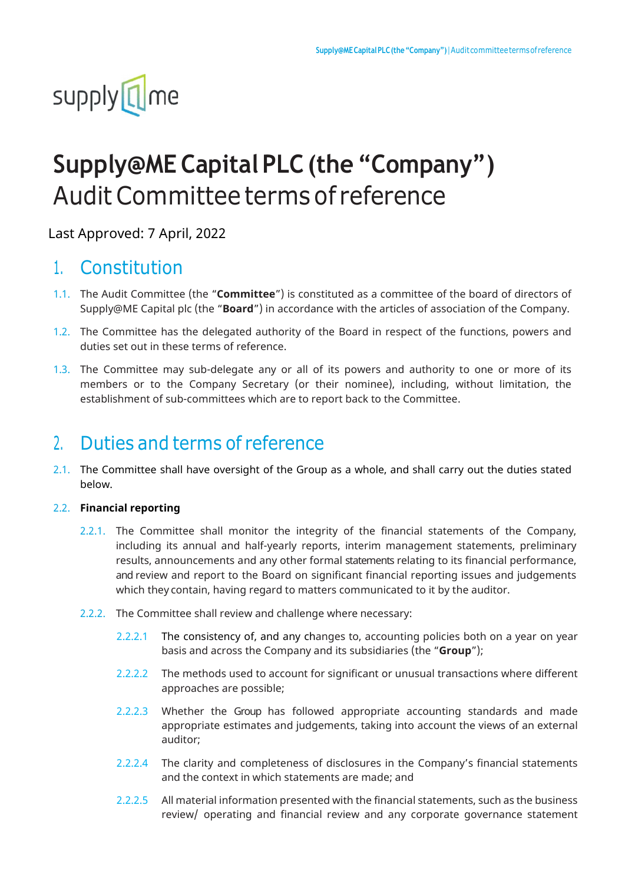supply me

# Supply@ME Capital PLC (the "Company")
## Audit Committee terms of reference

Last Approved: 7 April, 2022

## 1. Constitution

1.1. The Audit Committee (the "**Committee**") is constituted as a committee of the board of directors of Supply@ME Capital plc (the "**Board**") in accordance with the articles of association of the Company.

1.2. The Committee has the delegated authority of the Board in respect of the functions, powers and duties set out in these terms of reference.

1.3. The Committee may sub-delegate any or all of its powers and authority to one or more of its members or to the Company Secretary (or their nominee), including, without limitation, the establishment of sub-committees which are to report back to the Committee.

## 2. Duties and terms of reference

2.1. The Committee shall have oversight of the Group as a whole, and shall carry out the duties stated below.

2.2. **Financial reporting**

2.2.1. The Committee shall monitor the integrity of the financial statements of the Company, including its annual and half-yearly reports, interim management statements, preliminary results, announcements and any other formal statements relating to its financial performance, and review and report to the Board on significant financial reporting issues and judgements which they contain, having regard to matters communicated to it by the auditor.

2.2.2. The Committee shall review and challenge where necessary:

2.2.2.1 The consistency of, and any changes to, accounting policies both on a year on year basis and across the Company and its subsidiaries (the "**Group**");

2.2.2.2 The methods used to account for significant or unusual transactions where different approaches are possible;

2.2.2.3 Whether the Group has followed appropriate accounting standards and made appropriate estimates and judgements, taking into account the views of an external auditor;

2.2.2.4 The clarity and completeness of disclosures in the Company's financial statements and the context in which statements are made; and

2.2.2.5 All material information presented with the financial statements, such as the business review/ operating and financial review and any corporate governance statement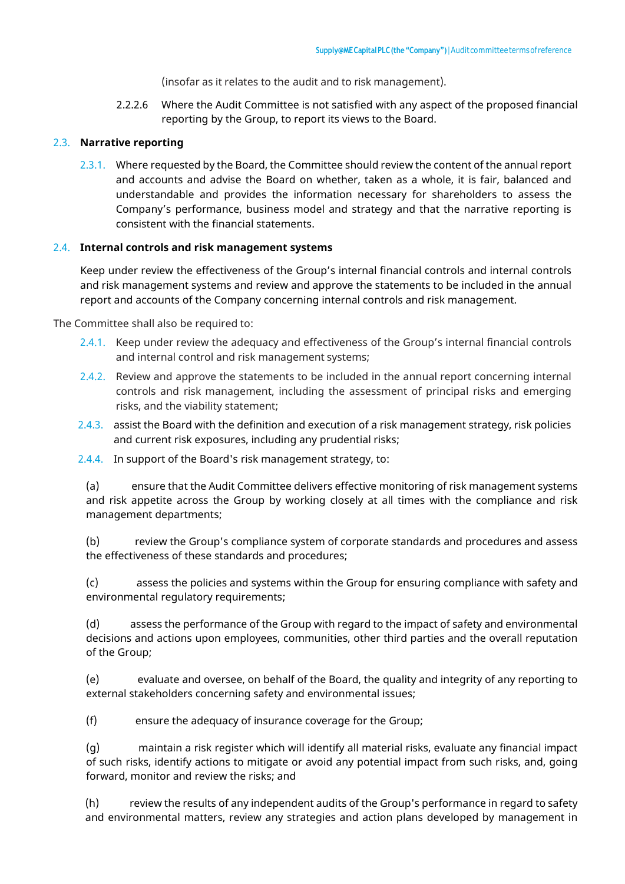(insofar as it relates to the audit and to risk management).

2.2.2.6 Where the Audit Committee is not satisfied with any aspect of the proposed financial reporting by the Group, to report its views to the Board.

## 2.3. Narrative reporting

2.3.1. Where requested by the Board, the Committee should review the content of the annual report and accounts and advise the Board on whether, taken as a whole, it is fair, balanced and understandable and provides the information necessary for shareholders to assess the Company's performance, business model and strategy and that the narrative reporting is consistent with the financial statements.

## 2.4. Internal controls and risk management systems

Keep under review the effectiveness of the Group's internal financial controls and internal controls and risk management systems and review and approve the statements to be included in the annual report and accounts of the Company concerning internal controls and risk management.

The Committee shall also be required to:

2.4.1. Keep under review the adequacy and effectiveness of the Group's internal financial controls and internal control and risk management systems;

2.4.2. Review and approve the statements to be included in the annual report concerning internal controls and risk management, including the assessment of principal risks and emerging risks, and the viability statement;

2.4.3. assist the Board with the definition and execution of a risk management strategy, risk policies and current risk exposures, including any prudential risks;

2.4.4. In support of the Board's risk management strategy, to:

(a) ensure that the Audit Committee delivers effective monitoring of risk management systems and risk appetite across the Group by working closely at all times with the compliance and risk management departments;

(b) review the Group's compliance system of corporate standards and procedures and assess the effectiveness of these standards and procedures;

(c) assess the policies and systems within the Group for ensuring compliance with safety and environmental regulatory requirements;

(d) assess the performance of the Group with regard to the impact of safety and environmental decisions and actions upon employees, communities, other third parties and the overall reputation of the Group;

(e) evaluate and oversee, on behalf of the Board, the quality and integrity of any reporting to external stakeholders concerning safety and environmental issues;

(f) ensure the adequacy of insurance coverage for the Group;

(g) maintain a risk register which will identify all material risks, evaluate any financial impact of such risks, identify actions to mitigate or avoid any potential impact from such risks, and, going forward, monitor and review the risks; and

(h) review the results of any independent audits of the Group's performance in regard to safety and environmental matters, review any strategies and action plans developed by management in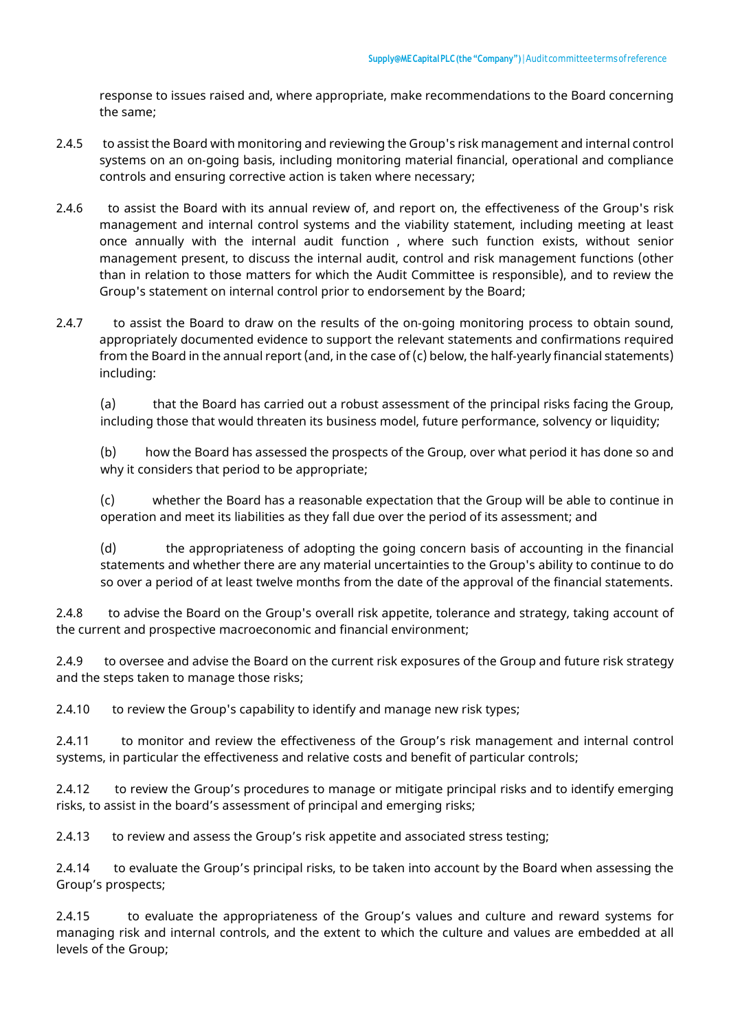response to issues raised and, where appropriate, make recommendations to the Board concerning the same;

2.4.5 to assist the Board with monitoring and reviewing the Group's risk management and internal control systems on an on-going basis, including monitoring material financial, operational and compliance controls and ensuring corrective action is taken where necessary;

2.4.6 to assist the Board with its annual review of, and report on, the effectiveness of the Group's risk management and internal control systems and the viability statement, including meeting at least once annually with the internal audit function , where such function exists, without senior management present, to discuss the internal audit, control and risk management functions (other than in relation to those matters for which the Audit Committee is responsible), and to review the Group's statement on internal control prior to endorsement by the Board;

2.4.7 to assist the Board to draw on the results of the on-going monitoring process to obtain sound, appropriately documented evidence to support the relevant statements and confirmations required from the Board in the annual report (and, in the case of (c) below, the half-yearly financial statements) including:

(a) that the Board has carried out a robust assessment of the principal risks facing the Group, including those that would threaten its business model, future performance, solvency or liquidity;

(b) how the Board has assessed the prospects of the Group, over what period it has done so and why it considers that period to be appropriate;

(c) whether the Board has a reasonable expectation that the Group will be able to continue in operation and meet its liabilities as they fall due over the period of its assessment; and

(d) the appropriateness of adopting the going concern basis of accounting in the financial statements and whether there are any material uncertainties to the Group's ability to continue to do so over a period of at least twelve months from the date of the approval of the financial statements.

2.4.8 to advise the Board on the Group's overall risk appetite, tolerance and strategy, taking account of the current and prospective macroeconomic and financial environment;

2.4.9 to oversee and advise the Board on the current risk exposures of the Group and future risk strategy and the steps taken to manage those risks;

2.4.10 to review the Group's capability to identify and manage new risk types;

2.4.11 to monitor and review the effectiveness of the Group's risk management and internal control systems, in particular the effectiveness and relative costs and benefit of particular controls;

2.4.12 to review the Group's procedures to manage or mitigate principal risks and to identify emerging risks, to assist in the board's assessment of principal and emerging risks;

2.4.13 to review and assess the Group's risk appetite and associated stress testing;

2.4.14 to evaluate the Group's principal risks, to be taken into account by the Board when assessing the Group's prospects;

2.4.15 to evaluate the appropriateness of the Group's values and culture and reward systems for managing risk and internal controls, and the extent to which the culture and values are embedded at all levels of the Group;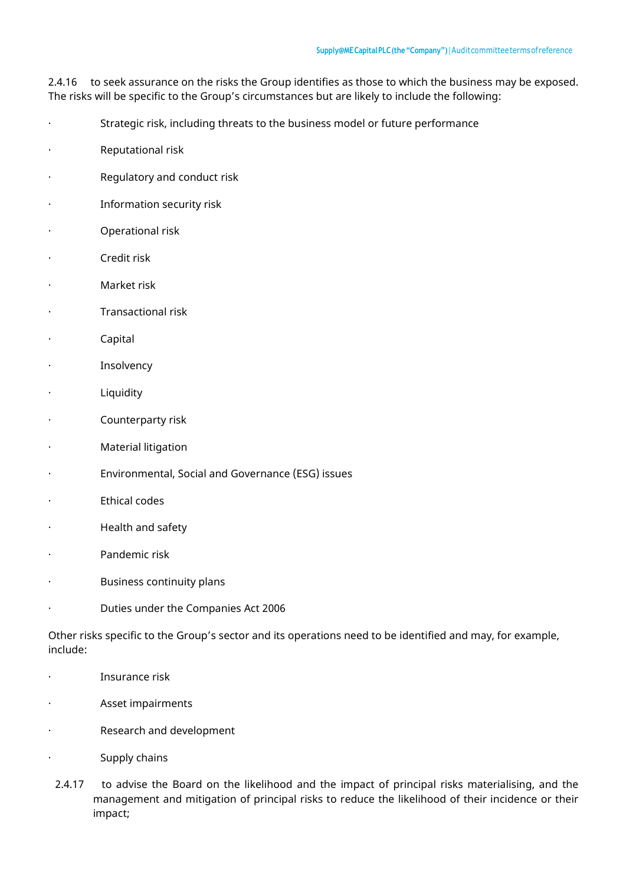2.4.16 to seek assurance on the risks the Group identifies as those to which the business may be exposed. The risks will be specific to the Group's circumstances but are likely to include the following:

- Strategic risk, including threats to the business model or future performance
- Reputational risk
- Regulatory and conduct risk
- Information security risk
- Operational risk
- Credit risk
- Market risk
- Transactional risk
- Capital
- Insolvency
- Liquidity
- Counterparty risk
- Material litigation
- Environmental, Social and Governance (ESG) issues
- Ethical codes
- Health and safety
- Pandemic risk
- Business continuity plans
- Duties under the Companies Act 2006

Other risks specific to the Group's sector and its operations need to be identified and may, for example, include:

- Insurance risk
- Asset impairments
- Research and development
- Supply chains

2.4.17 to advise the Board on the likelihood and the impact of principal risks materialising, and the management and mitigation of principal risks to reduce the likelihood of their incidence or their impact;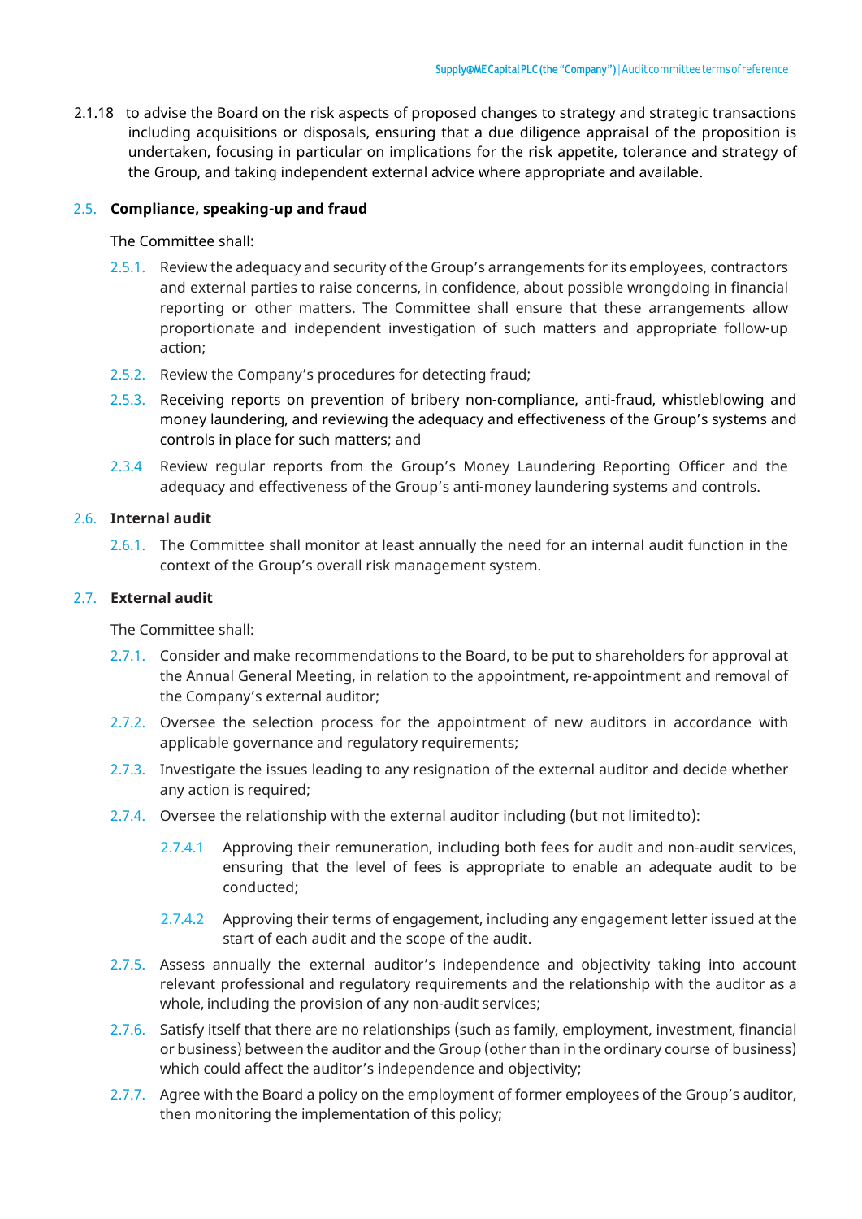2.1.18 to advise the Board on the risk aspects of proposed changes to strategy and strategic transactions including acquisitions or disposals, ensuring that a due diligence appraisal of the proposition is undertaken, focusing in particular on implications for the risk appetite, tolerance and strategy of the Group, and taking independent external advice where appropriate and available.

### 2.5. Compliance, speaking-up and fraud

The Committee shall:

2.5.1. Review the adequacy and security of the Group's arrangements for its employees, contractors and external parties to raise concerns, in confidence, about possible wrongdoing in financial reporting or other matters. The Committee shall ensure that these arrangements allow proportionate and independent investigation of such matters and appropriate follow-up action;

2.5.2. Review the Company's procedures for detecting fraud;

2.5.3. Receiving reports on prevention of bribery non-compliance, anti-fraud, whistleblowing and money laundering, and reviewing the adequacy and effectiveness of the Group's systems and controls in place for such matters; and

2.3.4 Review regular reports from the Group's Money Laundering Reporting Officer and the adequacy and effectiveness of the Group's anti-money laundering systems and controls.

### 2.6. Internal audit

2.6.1. The Committee shall monitor at least annually the need for an internal audit function in the context of the Group's overall risk management system.

### 2.7. External audit

The Committee shall:

2.7.1. Consider and make recommendations to the Board, to be put to shareholders for approval at the Annual General Meeting, in relation to the appointment, re-appointment and removal of the Company's external auditor;

2.7.2. Oversee the selection process for the appointment of new auditors in accordance with applicable governance and regulatory requirements;

2.7.3. Investigate the issues leading to any resignation of the external auditor and decide whether any action is required;

2.7.4. Oversee the relationship with the external auditor including (but not limited to):

2.7.4.1 Approving their remuneration, including both fees for audit and non-audit services, ensuring that the level of fees is appropriate to enable an adequate audit to be conducted;

2.7.4.2 Approving their terms of engagement, including any engagement letter issued at the start of each audit and the scope of the audit.

2.7.5. Assess annually the external auditor's independence and objectivity taking into account relevant professional and regulatory requirements and the relationship with the auditor as a whole, including the provision of any non-audit services;

2.7.6. Satisfy itself that there are no relationships (such as family, employment, investment, financial or business) between the auditor and the Group (other than in the ordinary course of business) which could affect the auditor's independence and objectivity;

2.7.7. Agree with the Board a policy on the employment of former employees of the Group's auditor, then monitoring the implementation of this policy;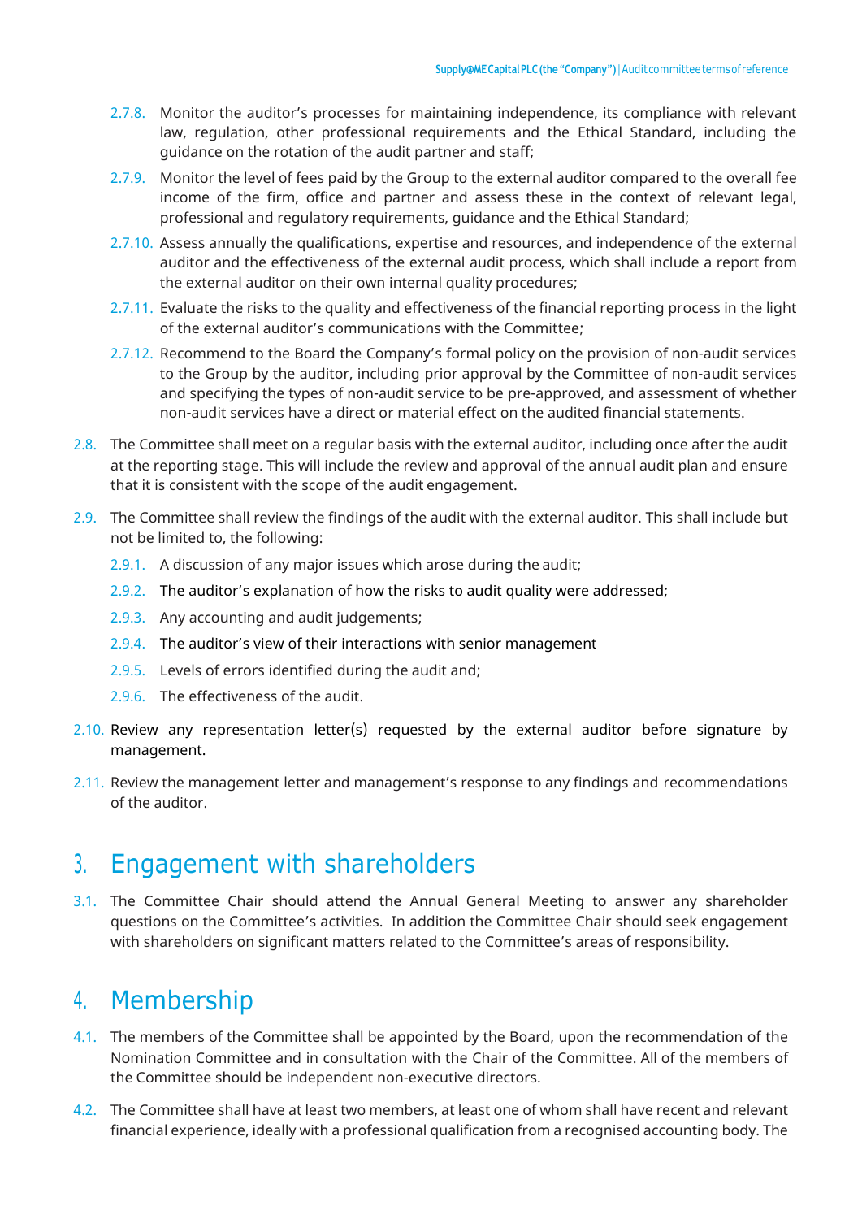2.7.8. Monitor the auditor's processes for maintaining independence, its compliance with relevant law, regulation, other professional requirements and the Ethical Standard, including the guidance on the rotation of the audit partner and staff;

2.7.9. Monitor the level of fees paid by the Group to the external auditor compared to the overall fee income of the firm, office and partner and assess these in the context of relevant legal, professional and regulatory requirements, guidance and the Ethical Standard;

2.7.10. Assess annually the qualifications, expertise and resources, and independence of the external auditor and the effectiveness of the external audit process, which shall include a report from the external auditor on their own internal quality procedures;

2.7.11. Evaluate the risks to the quality and effectiveness of the financial reporting process in the light of the external auditor's communications with the Committee;

2.7.12. Recommend to the Board the Company's formal policy on the provision of non-audit services to the Group by the auditor, including prior approval by the Committee of non-audit services and specifying the types of non-audit service to be pre-approved, and assessment of whether non-audit services have a direct or material effect on the audited financial statements.

2.8. The Committee shall meet on a regular basis with the external auditor, including once after the audit at the reporting stage. This will include the review and approval of the annual audit plan and ensure that it is consistent with the scope of the audit engagement.

2.9. The Committee shall review the findings of the audit with the external auditor. This shall include but not be limited to, the following:

2.9.1. A discussion of any major issues which arose during the audit;

2.9.2. The auditor's explanation of how the risks to audit quality were addressed;

2.9.3. Any accounting and audit judgements;

2.9.4. The auditor's view of their interactions with senior management

2.9.5. Levels of errors identified during the audit and;

2.9.6. The effectiveness of the audit.

2.10. Review any representation letter(s) requested by the external auditor before signature by management.

2.11. Review the management letter and management's response to any findings and recommendations of the auditor.

# 3. Engagement with shareholders

3.1. The Committee Chair should attend the Annual General Meeting to answer any shareholder questions on the Committee's activities. In addition the Committee Chair should seek engagement with shareholders on significant matters related to the Committee's areas of responsibility.

# 4. Membership

4.1. The members of the Committee shall be appointed by the Board, upon the recommendation of the Nomination Committee and in consultation with the Chair of the Committee. All of the members of the Committee should be independent non-executive directors.

4.2. The Committee shall have at least two members, at least one of whom shall have recent and relevant financial experience, ideally with a professional qualification from a recognised accounting body. The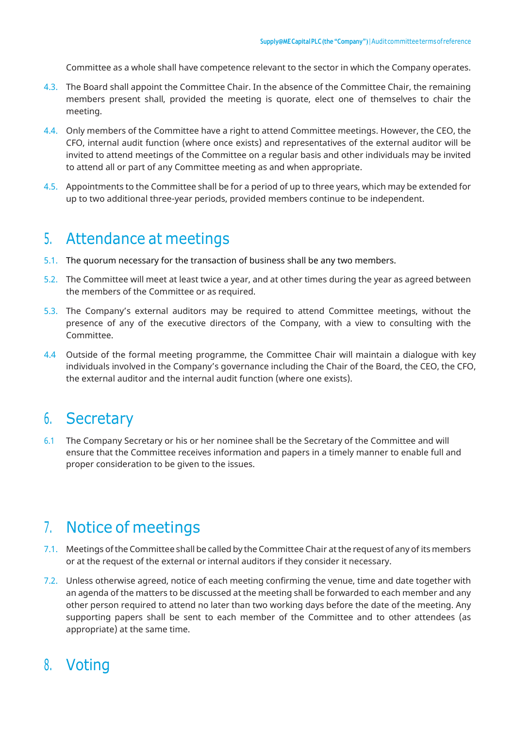Committee as a whole shall have competence relevant to the sector in which the Company operates.

4.3. The Board shall appoint the Committee Chair. In the absence of the Committee Chair, the remaining members present shall, provided the meeting is quorate, elect one of themselves to chair the meeting.

4.4. Only members of the Committee have a right to attend Committee meetings. However, the CEO, the CFO, internal audit function (where once exists) and representatives of the external auditor will be invited to attend meetings of the Committee on a regular basis and other individuals may be invited to attend all or part of any Committee meeting as and when appropriate.

4.5. Appointments to the Committee shall be for a period of up to three years, which may be extended for up to two additional three-year periods, provided members continue to be independent.

## 5. Attendance at meetings

5.1. The quorum necessary for the transaction of business shall be any two members.

5.2. The Committee will meet at least twice a year, and at other times during the year as agreed between the members of the Committee or as required.

5.3. The Company's external auditors may be required to attend Committee meetings, without the presence of any of the executive directors of the Company, with a view to consulting with the Committee.

4.4 Outside of the formal meeting programme, the Committee Chair will maintain a dialogue with key individuals involved in the Company's governance including the Chair of the Board, the CEO, the CFO, the external auditor and the internal audit function (where one exists).

## 6. Secretary

6.1 The Company Secretary or his or her nominee shall be the Secretary of the Committee and will ensure that the Committee receives information and papers in a timely manner to enable full and proper consideration to be given to the issues.

## 7. Notice of meetings

7.1. Meetings of the Committee shall be called by the Committee Chair at the request of any of its members or at the request of the external or internal auditors if they consider it necessary.

7.2. Unless otherwise agreed, notice of each meeting confirming the venue, time and date together with an agenda of the matters to be discussed at the meeting shall be forwarded to each member and any other person required to attend no later than two working days before the date of the meeting. Any supporting papers shall be sent to each member of the Committee and to other attendees (as appropriate) at the same time.

## 8. Voting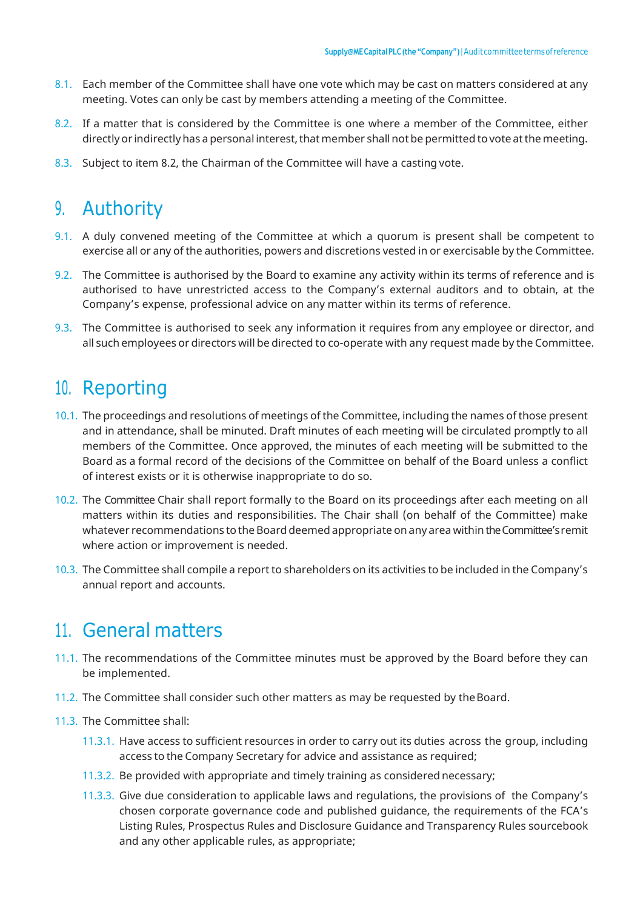8.1. Each member of the Committee shall have one vote which may be cast on matters considered at any meeting. Votes can only be cast by members attending a meeting of the Committee.

8.2. If a matter that is considered by the Committee is one where a member of the Committee, either directly or indirectly has a personal interest, that member shall not be permitted to vote at the meeting.

8.3. Subject to item 8.2, the Chairman of the Committee will have a casting vote.

## 9. Authority

9.1. A duly convened meeting of the Committee at which a quorum is present shall be competent to exercise all or any of the authorities, powers and discretions vested in or exercisable by the Committee.

9.2. The Committee is authorised by the Board to examine any activity within its terms of reference and is authorised to have unrestricted access to the Company's external auditors and to obtain, at the Company's expense, professional advice on any matter within its terms of reference.

9.3. The Committee is authorised to seek any information it requires from any employee or director, and all such employees or directors will be directed to co-operate with any request made by the Committee.

## 10. Reporting

10.1. The proceedings and resolutions of meetings of the Committee, including the names of those present and in attendance, shall be minuted. Draft minutes of each meeting will be circulated promptly to all members of the Committee. Once approved, the minutes of each meeting will be submitted to the Board as a formal record of the decisions of the Committee on behalf of the Board unless a conflict of interest exists or it is otherwise inappropriate to do so.

10.2. The Committee Chair shall report formally to the Board on its proceedings after each meeting on all matters within its duties and responsibilities. The Chair shall (on behalf of the Committee) make whatever recommendations to the Board deemed appropriate on any area within the Committee's remit where action or improvement is needed.

10.3. The Committee shall compile a report to shareholders on its activities to be included in the Company's annual report and accounts.

## 11. General matters

11.1. The recommendations of the Committee minutes must be approved by the Board before they can be implemented.

11.2. The Committee shall consider such other matters as may be requested by the Board.

11.3. The Committee shall:

11.3.1. Have access to sufficient resources in order to carry out its duties across the group, including access to the Company Secretary for advice and assistance as required;

11.3.2. Be provided with appropriate and timely training as considered necessary;

11.3.3. Give due consideration to applicable laws and regulations, the provisions of the Company's chosen corporate governance code and published guidance, the requirements of the FCA's Listing Rules, Prospectus Rules and Disclosure Guidance and Transparency Rules sourcebook and any other applicable rules, as appropriate;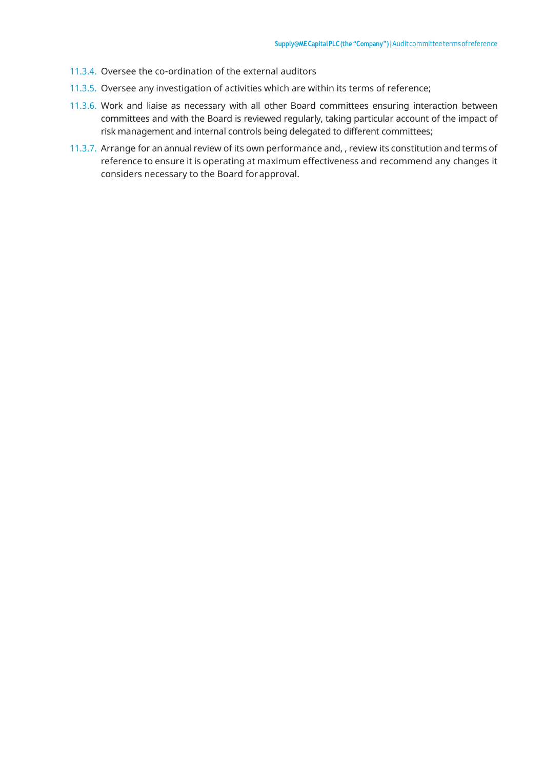11.3.4. Oversee the co-ordination of the external auditors

11.3.5. Oversee any investigation of activities which are within its terms of reference;

11.3.6. Work and liaise as necessary with all other Board committees ensuring interaction between committees and with the Board is reviewed regularly, taking particular account of the impact of risk management and internal controls being delegated to different committees;

11.3.7. Arrange for an annual review of its own performance and, , review its constitution and terms of reference to ensure it is operating at maximum effectiveness and recommend any changes it considers necessary to the Board for approval.